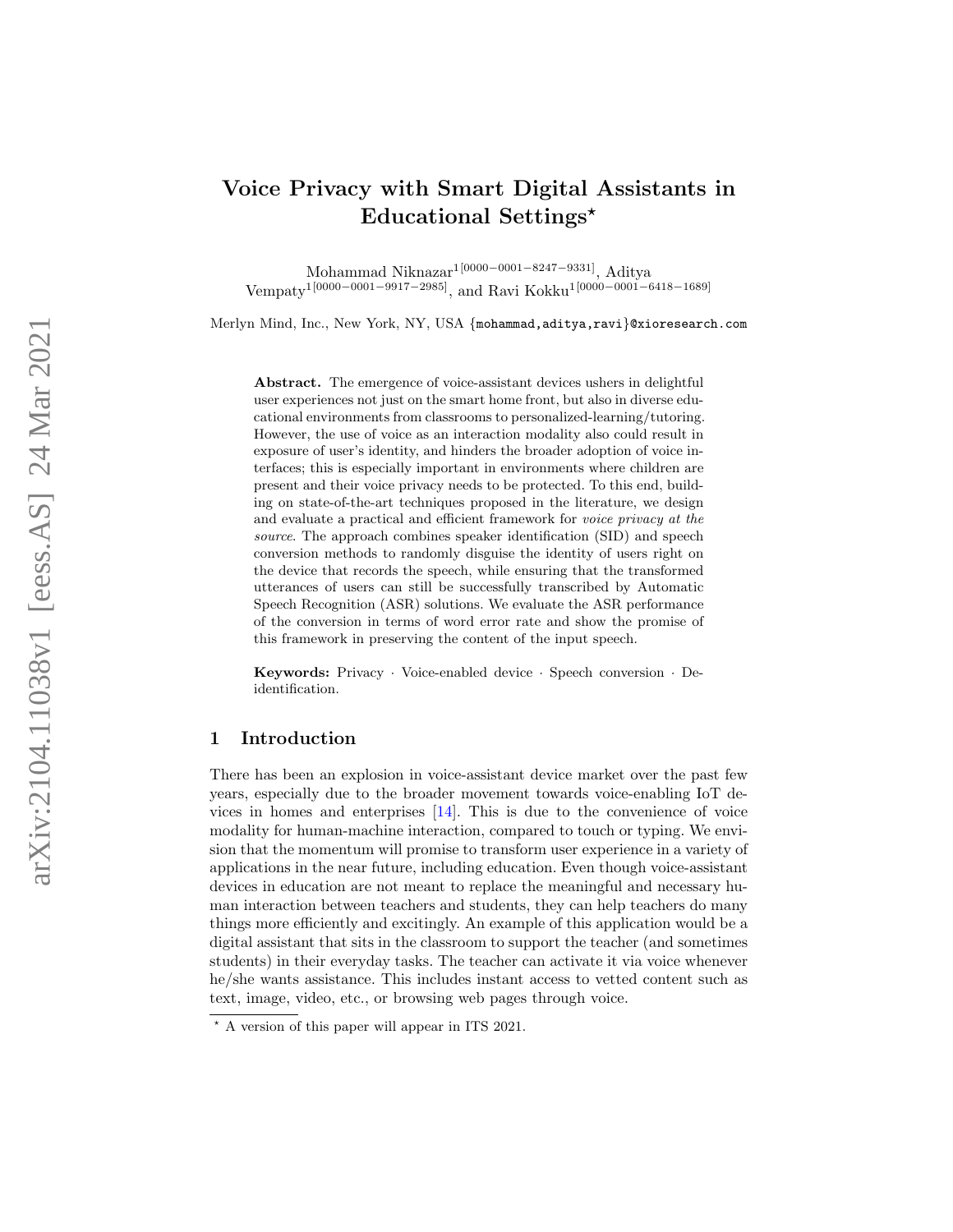# Voice Privacy with Smart Digital Assistants in Educational Settings*

Mohammad Niknazar[1[0000−0001−8247−9331]], Aditya Vempaty[1[0000−0001−9917−2985]], and Ravi Kokku[1[0000−0001−6418−1689]]

Merlyn Mind, Inc., New York, NY, USA {mohammad,aditya,ravi}@xioresearch.com

**Abstract.** The emergence of voice-assistant devices ushers in delightful user experiences not just on the smart home front, but also in diverse educational environments from classrooms to personalized-learning/tutoring. However, the use of voice as an interaction modality also could result in exposure of user's identity, and hinders the broader adoption of voice interfaces; this is especially important in environments where children are present and their voice privacy needs to be protected. To this end, building on state-of-the-art techniques proposed in the literature, we design and evaluate a practical and efficient framework for *voice privacy at the source*. The approach combines speaker identification (SID) and speech conversion methods to randomly disguise the identity of users right on the device that records the speech, while ensuring that the transformed utterances of users can still be successfully transcribed by Automatic Speech Recognition (ASR) solutions. We evaluate the ASR performance of the conversion in terms of word error rate and show the promise of this framework in preserving the content of the input speech.

**Keywords:** Privacy · Voice-enabled device · Speech conversion · De-identification.

## 1 Introduction

There has been an explosion in voice-assistant device market over the past few years, especially due to the broader movement towards voice-enabling IoT devices in homes and enterprises [14]. This is due to the convenience of voice modality for human-machine interaction, compared to touch or typing. We envision that the momentum will promise to transform user experience in a variety of applications in the near future, including education. Even though voice-assistant devices in education are not meant to replace the meaningful and necessary human interaction between teachers and students, they can help teachers do many things more efficiently and excitingly. An example of this application would be a digital assistant that sits in the classroom to support the teacher (and sometimes students) in their everyday tasks. The teacher can activate it via voice whenever he/she wants assistance. This includes instant access to vetted content such as text, image, video, etc., or browsing web pages through voice.

* A version of this paper will appear in ITS 2021.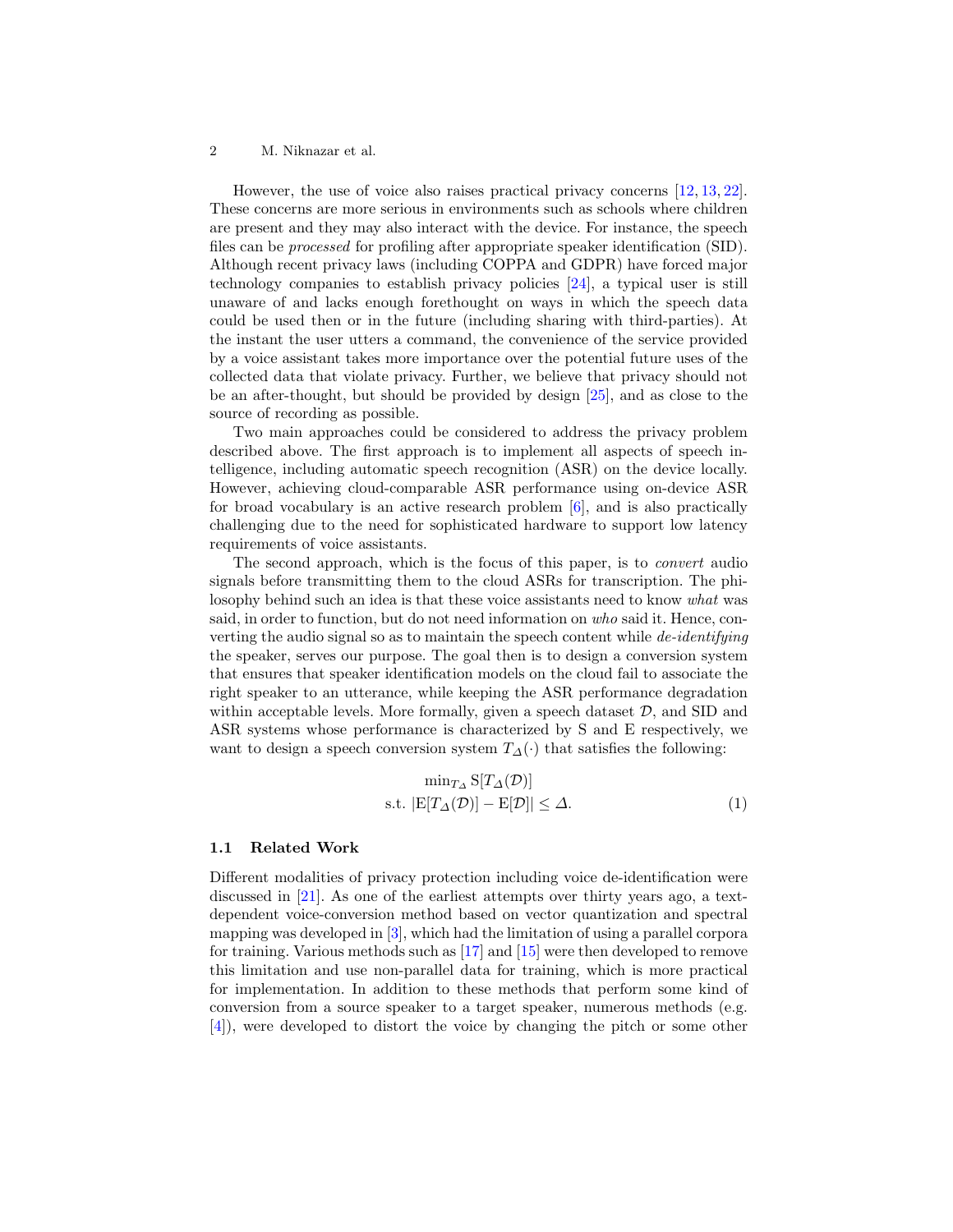However, the use of voice also raises practical privacy concerns [12, 13, 22]. These concerns are more serious in environments such as schools where children are present and they may also interact with the device. For instance, the speech files can be *processed* for profiling after appropriate speaker identification (SID). Although recent privacy laws (including COPPA and GDPR) have forced major technology companies to establish privacy policies [24], a typical user is still unaware of and lacks enough forethought on ways in which the speech data could be used then or in the future (including sharing with third-parties). At the instant the user utters a command, the convenience of the service provided by a voice assistant takes more importance over the potential future uses of the collected data that violate privacy. Further, we believe that privacy should not be an after-thought, but should be provided by design [25], and as close to the source of recording as possible.

Two main approaches could be considered to address the privacy problem described above. The first approach is to implement all aspects of speech intelligence, including automatic speech recognition (ASR) on the device locally. However, achieving cloud-comparable ASR performance using on-device ASR for broad vocabulary is an active research problem [6], and is also practically challenging due to the need for sophisticated hardware to support low latency requirements of voice assistants.

The second approach, which is the focus of this paper, is to *convert* audio signals before transmitting them to the cloud ASRs for transcription. The philosophy behind such an idea is that these voice assistants need to know *what* was said, in order to function, but do not need information on *who* said it. Hence, converting the audio signal so as to maintain the speech content while *de-identifying* the speaker, serves our purpose. The goal then is to design a conversion system that ensures that speaker identification models on the cloud fail to associate the right speaker to an utterance, while keeping the ASR performance degradation within acceptable levels. More formally, given a speech dataset $\mathcal{D}$, and SID and ASR systems whose performance is characterized by S and E respectively, we want to design a speech conversion system $T_\Delta(\cdot)$ that satisfies the following:

$$
\begin{aligned}
&\min\nolimits_{T_\Delta} \mathrm{S}[T_\Delta(\mathcal{D})] \\
&\text{s.t. } |\mathrm{E}[T_\Delta(\mathcal{D})] - \mathrm{E}[\mathcal{D}]| \leq \Delta.
\end{aligned} \tag{1}
$$

### 1.1 Related Work

Different modalities of privacy protection including voice de-identification were discussed in [21]. As one of the earliest attempts over thirty years ago, a text-dependent voice-conversion method based on vector quantization and spectral mapping was developed in [3], which had the limitation of using a parallel corpora for training. Various methods such as [17] and [15] were then developed to remove this limitation and use non-parallel data for training, which is more practical for implementation. In addition to these methods that perform some kind of conversion from a source speaker to a target speaker, numerous methods (e.g. [4]), were developed to distort the voice by changing the pitch or some other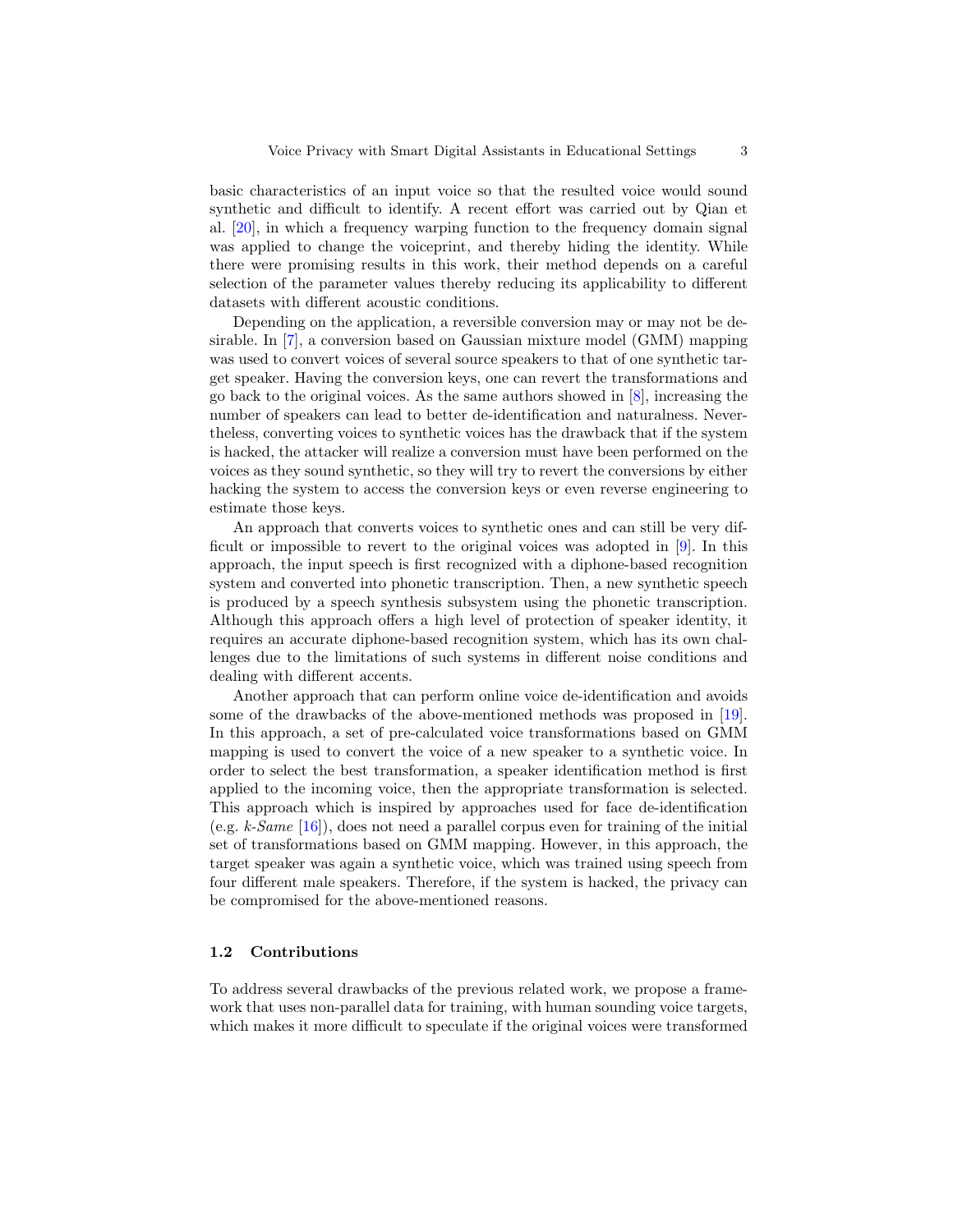basic characteristics of an input voice so that the resulted voice would sound synthetic and difficult to identify. A recent effort was carried out by Qian et al. [20], in which a frequency warping function to the frequency domain signal was applied to change the voiceprint, and thereby hiding the identity. While there were promising results in this work, their method depends on a careful selection of the parameter values thereby reducing its applicability to different datasets with different acoustic conditions.

Depending on the application, a reversible conversion may or may not be desirable. In [7], a conversion based on Gaussian mixture model (GMM) mapping was used to convert voices of several source speakers to that of one synthetic target speaker. Having the conversion keys, one can revert the transformations and go back to the original voices. As the same authors showed in [8], increasing the number of speakers can lead to better de-identification and naturalness. Nevertheless, converting voices to synthetic voices has the drawback that if the system is hacked, the attacker will realize a conversion must have been performed on the voices as they sound synthetic, so they will try to revert the conversions by either hacking the system to access the conversion keys or even reverse engineering to estimate those keys.

An approach that converts voices to synthetic ones and can still be very difficult or impossible to revert to the original voices was adopted in [9]. In this approach, the input speech is first recognized with a diphone-based recognition system and converted into phonetic transcription. Then, a new synthetic speech is produced by a speech synthesis subsystem using the phonetic transcription. Although this approach offers a high level of protection of speaker identity, it requires an accurate diphone-based recognition system, which has its own challenges due to the limitations of such systems in different noise conditions and dealing with different accents.

Another approach that can perform online voice de-identification and avoids some of the drawbacks of the above-mentioned methods was proposed in [19]. In this approach, a set of pre-calculated voice transformations based on GMM mapping is used to convert the voice of a new speaker to a synthetic voice. In order to select the best transformation, a speaker identification method is first applied to the incoming voice, then the appropriate transformation is selected. This approach which is inspired by approaches used for face de-identification (e.g. *k-Same* [16]), does not need a parallel corpus even for training of the initial set of transformations based on GMM mapping. However, in this approach, the target speaker was again a synthetic voice, which was trained using speech from four different male speakers. Therefore, if the system is hacked, the privacy can be compromised for the above-mentioned reasons.

### 1.2 Contributions

To address several drawbacks of the previous related work, we propose a framework that uses non-parallel data for training, with human sounding voice targets, which makes it more difficult to speculate if the original voices were transformed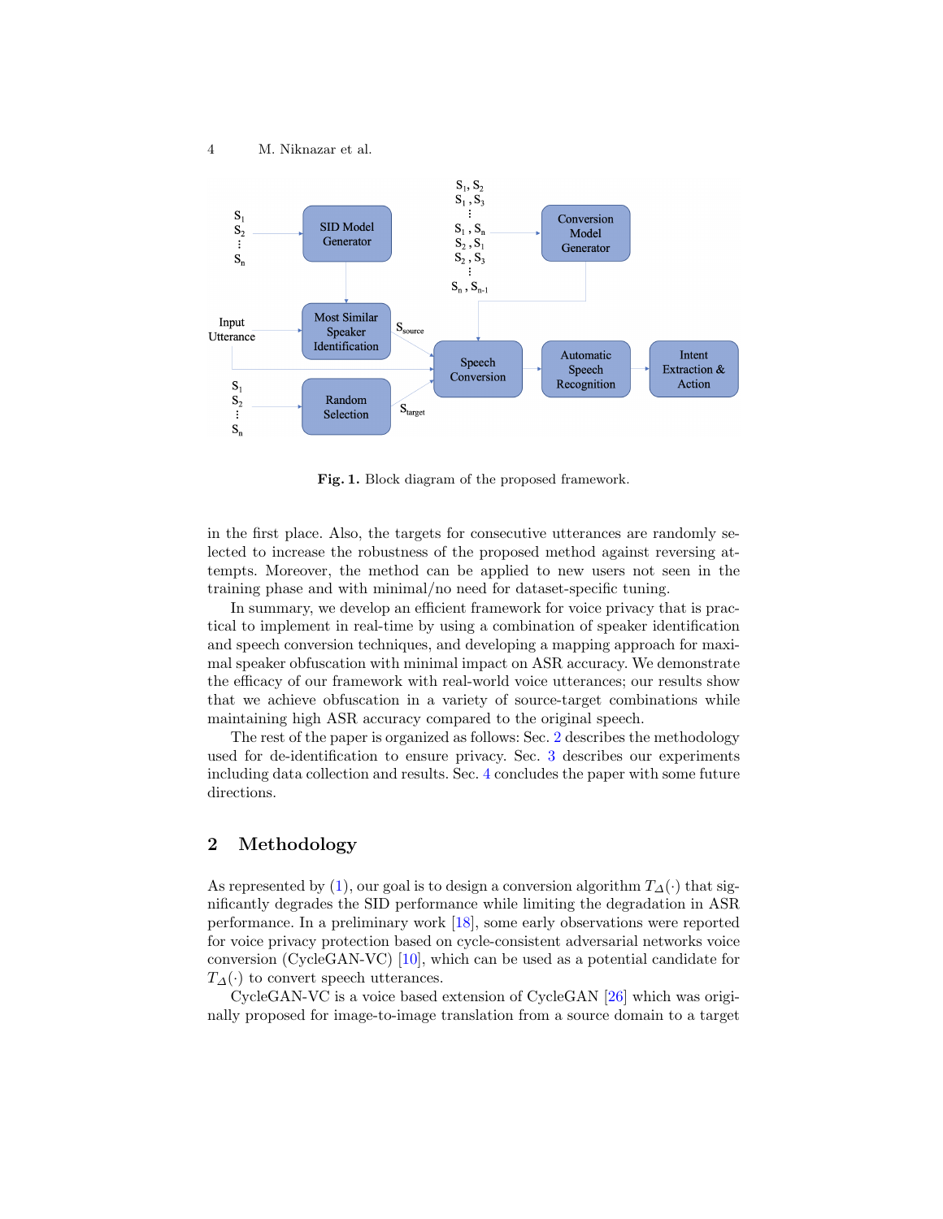**Fig. 1.** Block diagram of the proposed framework.

in the first place. Also, the targets for consecutive utterances are randomly selected to increase the robustness of the proposed method against reversing attempts. Moreover, the method can be applied to new users not seen in the training phase and with minimal/no need for dataset-specific tuning.

In summary, we develop an efficient framework for voice privacy that is practical to implement in real-time by using a combination of speaker identification and speech conversion techniques, and developing a mapping approach for maximal speaker obfuscation with minimal impact on ASR accuracy. We demonstrate the efficacy of our framework with real-world voice utterances; our results show that we achieve obfuscation in a variety of source-target combinations while maintaining high ASR accuracy compared to the original speech.

The rest of the paper is organized as follows: Sec. 2 describes the methodology used for de-identification to ensure privacy. Sec. 3 describes our experiments including data collection and results. Sec. 4 concludes the paper with some future directions.

## 2 Methodology

As represented by (1), our goal is to design a conversion algorithm $T_{\Delta}(\cdot)$ that significantly degrades the SID performance while limiting the degradation in ASR performance. In a preliminary work [18], some early observations were reported for voice privacy protection based on cycle-consistent adversarial networks voice conversion (CycleGAN-VC) [10], which can be used as a potential candidate for $T_{\Delta}(\cdot)$ to convert speech utterances.

CycleGAN-VC is a voice based extension of CycleGAN [26] which was originally proposed for image-to-image translation from a source domain to a target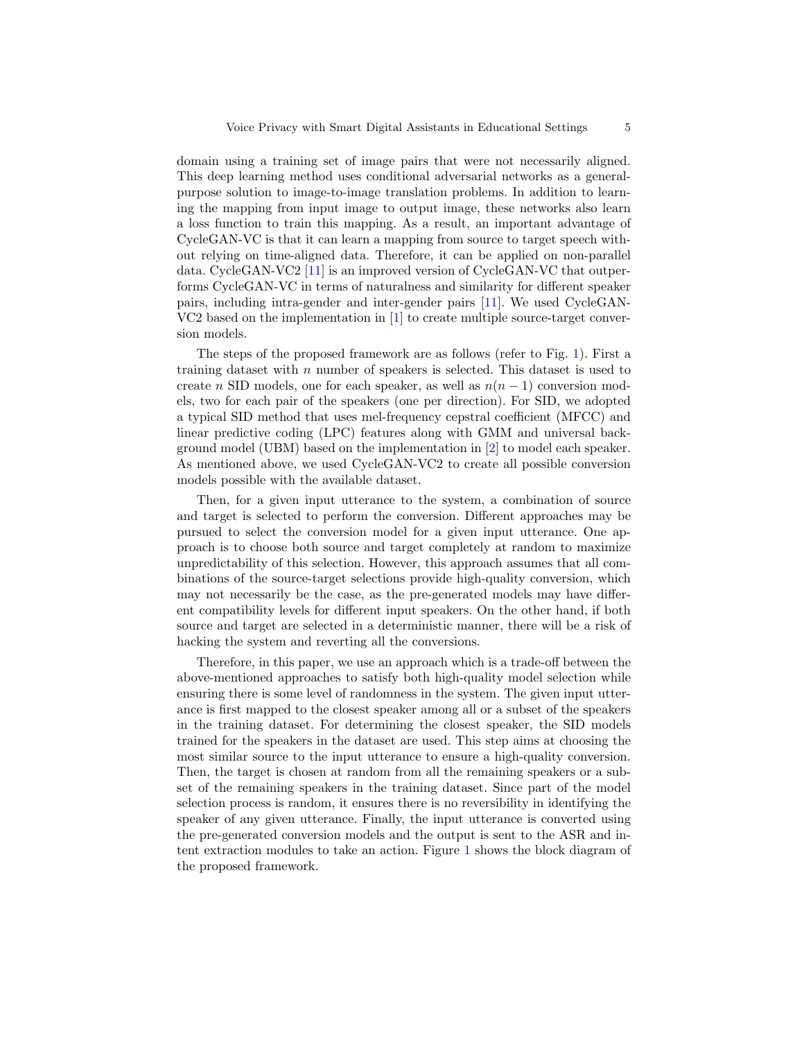domain using a training set of image pairs that were not necessarily aligned. This deep learning method uses conditional adversarial networks as a general-purpose solution to image-to-image translation problems. In addition to learning the mapping from input image to output image, these networks also learn a loss function to train this mapping. As a result, an important advantage of CycleGAN-VC is that it can learn a mapping from source to target speech without relying on time-aligned data. Therefore, it can be applied on non-parallel data. CycleGAN-VC2 [11] is an improved version of CycleGAN-VC that outperforms CycleGAN-VC in terms of naturalness and similarity for different speaker pairs, including intra-gender and inter-gender pairs [11]. We used CycleGAN-VC2 based on the implementation in [1] to create multiple source-target conversion models.

The steps of the proposed framework are as follows (refer to Fig. 1). First a training dataset with $n$ number of speakers is selected. This dataset is used to create $n$ SID models, one for each speaker, as well as $n(n-1)$ conversion models, two for each pair of the speakers (one per direction). For SID, we adopted a typical SID method that uses mel-frequency cepstral coefficient (MFCC) and linear predictive coding (LPC) features along with GMM and universal background model (UBM) based on the implementation in [2] to model each speaker. As mentioned above, we used CycleGAN-VC2 to create all possible conversion models possible with the available dataset.

Then, for a given input utterance to the system, a combination of source and target is selected to perform the conversion. Different approaches may be pursued to select the conversion model for a given input utterance. One approach is to choose both source and target completely at random to maximize unpredictability of this selection. However, this approach assumes that all combinations of the source-target selections provide high-quality conversion, which may not necessarily be the case, as the pre-generated models may have different compatibility levels for different input speakers. On the other hand, if both source and target are selected in a deterministic manner, there will be a risk of hacking the system and reverting all the conversions.

Therefore, in this paper, we use an approach which is a trade-off between the above-mentioned approaches to satisfy both high-quality model selection while ensuring there is some level of randomness in the system. The given input utterance is first mapped to the closest speaker among all or a subset of the speakers in the training dataset. For determining the closest speaker, the SID models trained for the speakers in the dataset are used. This step aims at choosing the most similar source to the input utterance to ensure a high-quality conversion. Then, the target is chosen at random from all the remaining speakers or a subset of the remaining speakers in the training dataset. Since part of the model selection process is random, it ensures there is no reversibility in identifying the speaker of any given utterance. Finally, the input utterance is converted using the pre-generated conversion models and the output is sent to the ASR and intent extraction modules to take an action. Figure 1 shows the block diagram of the proposed framework.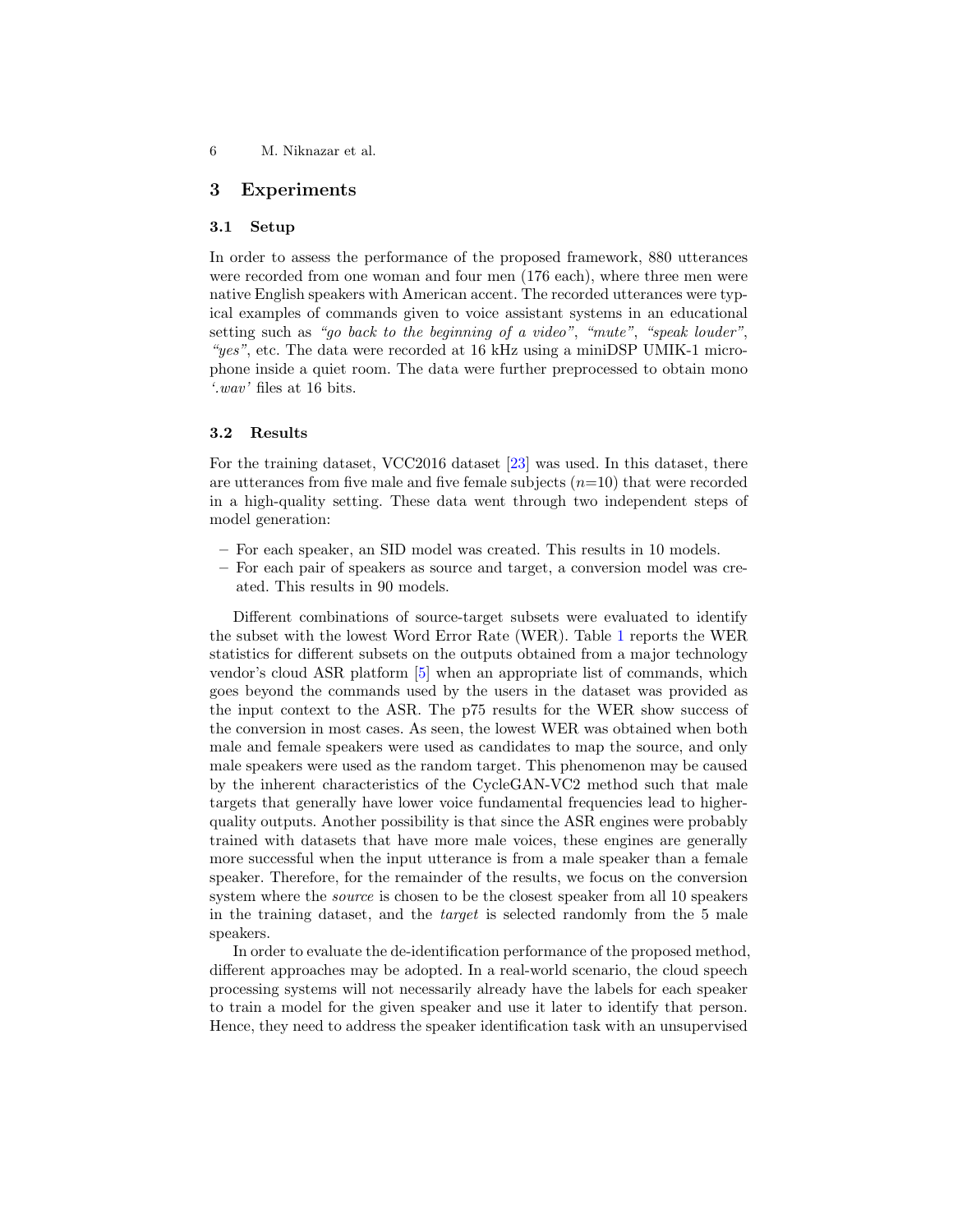## 3 Experiments

### 3.1 Setup

In order to assess the performance of the proposed framework, 880 utterances were recorded from one woman and four men (176 each), where three men were native English speakers with American accent. The recorded utterances were typical examples of commands given to voice assistant systems in an educational setting such as *"go back to the beginning of a video"*, *"mute"*, *"speak louder"*, *"yes"*, etc. The data were recorded at 16 kHz using a miniDSP UMIK-1 microphone inside a quiet room. The data were further preprocessed to obtain mono *'.wav'* files at 16 bits.

### 3.2 Results

For the training dataset, VCC2016 dataset [23] was used. In this dataset, there are utterances from five male and five female subjects ($n$=10) that were recorded in a high-quality setting. These data went through two independent steps of model generation:

- For each speaker, an SID model was created. This results in 10 models.
- For each pair of speakers as source and target, a conversion model was created. This results in 90 models.

Different combinations of source-target subsets were evaluated to identify the subset with the lowest Word Error Rate (WER). Table 1 reports the WER statistics for different subsets on the outputs obtained from a major technology vendor's cloud ASR platform [5] when an appropriate list of commands, which goes beyond the commands used by the users in the dataset was provided as the input context to the ASR. The p75 results for the WER show success of the conversion in most cases. As seen, the lowest WER was obtained when both male and female speakers were used as candidates to map the source, and only male speakers were used as the random target. This phenomenon may be caused by the inherent characteristics of the CycleGAN-VC2 method such that male targets that generally have lower voice fundamental frequencies lead to higher-quality outputs. Another possibility is that since the ASR engines were probably trained with datasets that have more male voices, these engines are generally more successful when the input utterance is from a male speaker than a female speaker. Therefore, for the remainder of the results, we focus on the conversion system where the *source* is chosen to be the closest speaker from all 10 speakers in the training dataset, and the *target* is selected randomly from the 5 male speakers.

In order to evaluate the de-identification performance of the proposed method, different approaches may be adopted. In a real-world scenario, the cloud speech processing systems will not necessarily already have the labels for each speaker to train a model for the given speaker and use it later to identify that person. Hence, they need to address the speaker identification task with an unsupervised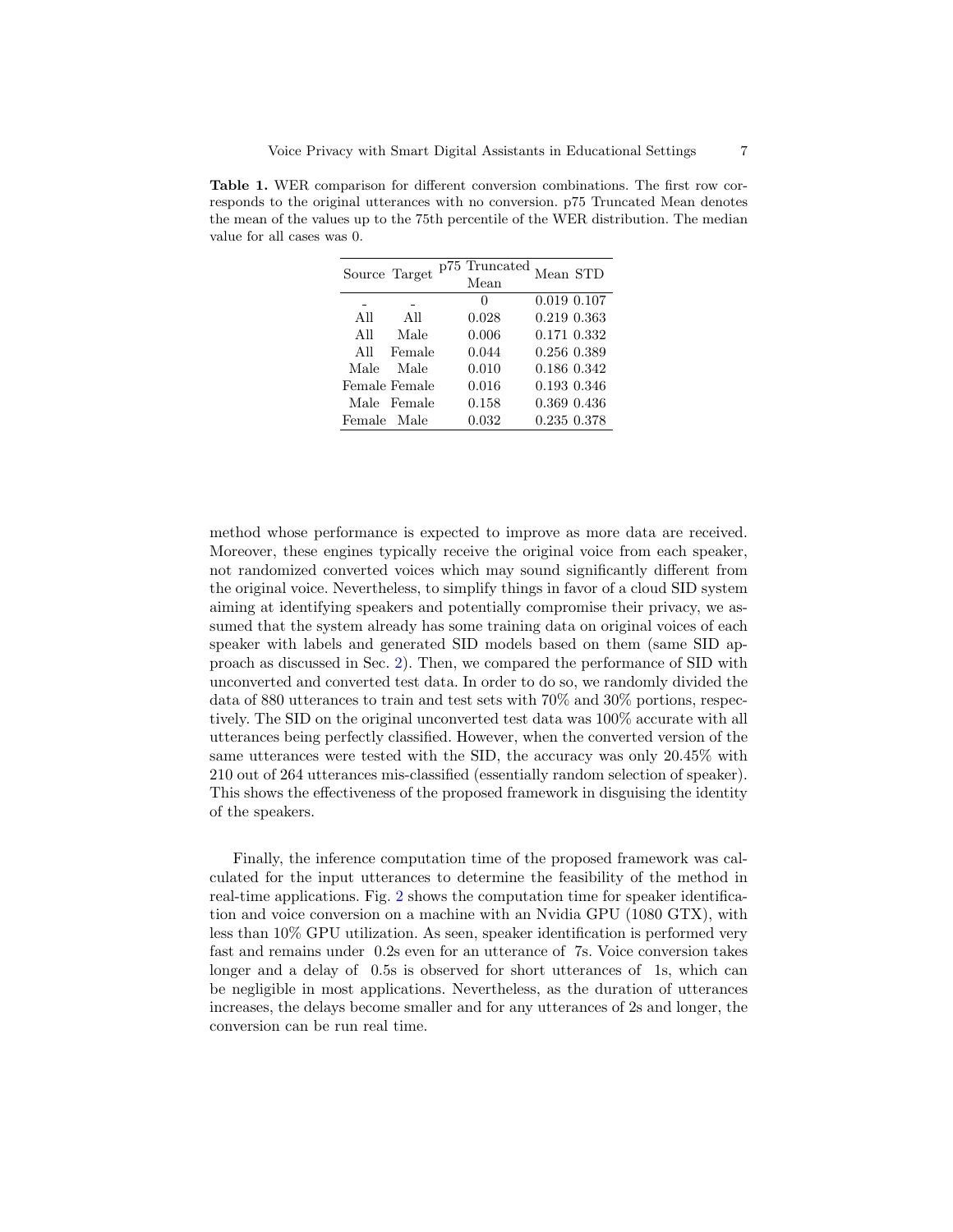**Table 1.** WER comparison for different conversion combinations. The first row corresponds to the original utterances with no conversion. p75 Truncated Mean denotes the mean of the values up to the 75th percentile of the WER distribution. The median value for all cases was 0.

| Source | Target | p75 Truncated Mean | Mean | STD |
|---|---|---|---|---|
| - | - | 0 | 0.019 | 0.107 |
| All | All | 0.028 | 0.219 | 0.363 |
| All | Male | 0.006 | 0.171 | 0.332 |
| All | Female | 0.044 | 0.256 | 0.389 |
| Male | Male | 0.010 | 0.186 | 0.342 |
| Female | Female | 0.016 | 0.193 | 0.346 |
| Male | Female | 0.158 | 0.369 | 0.436 |
| Female | Male | 0.032 | 0.235 | 0.378 |

method whose performance is expected to improve as more data are received. Moreover, these engines typically receive the original voice from each speaker, not randomized converted voices which may sound significantly different from the original voice. Nevertheless, to simplify things in favor of a cloud SID system aiming at identifying speakers and potentially compromise their privacy, we assumed that the system already has some training data on original voices of each speaker with labels and generated SID models based on them (same SID approach as discussed in Sec. 2). Then, we compared the performance of SID with unconverted and converted test data. In order to do so, we randomly divided the data of 880 utterances to train and test sets with 70% and 30% portions, respectively. The SID on the original unconverted test data was 100% accurate with all utterances being perfectly classified. However, when the converted version of the same utterances were tested with the SID, the accuracy was only 20.45% with 210 out of 264 utterances mis-classified (essentially random selection of speaker). This shows the effectiveness of the proposed framework in disguising the identity of the speakers.

Finally, the inference computation time of the proposed framework was calculated for the input utterances to determine the feasibility of the method in real-time applications. Fig. 2 shows the computation time for speaker identification and voice conversion on a machine with an Nvidia GPU (1080 GTX), with less than 10% GPU utilization. As seen, speaker identification is performed very fast and remains under 0.2s even for an utterance of 7s. Voice conversion takes longer and a delay of 0.5s is observed for short utterances of 1s, which can be negligible in most applications. Nevertheless, as the duration of utterances increases, the delays become smaller and for any utterances of 2s and longer, the conversion can be run real time.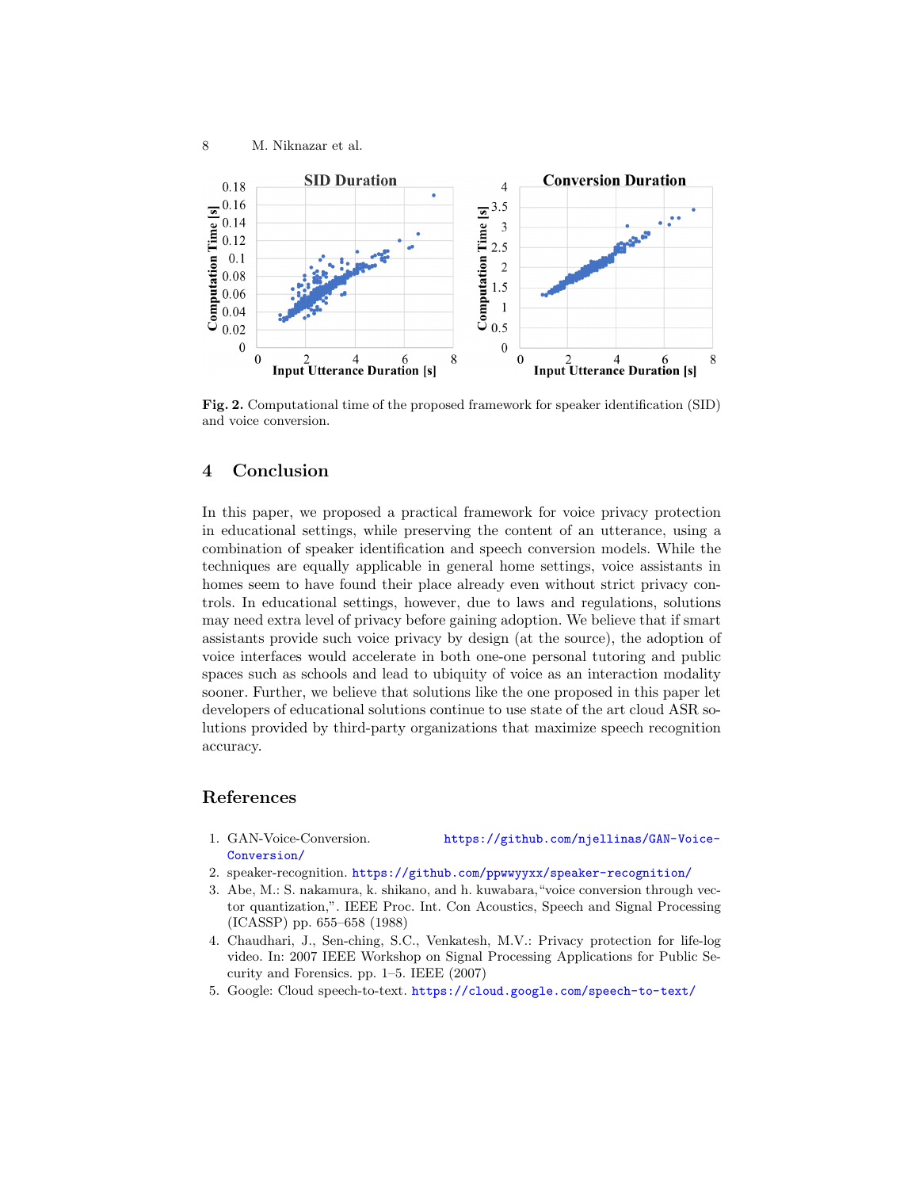**Fig. 2.** Computational time of the proposed framework for speaker identification (SID) and voice conversion.

## 4 Conclusion

In this paper, we proposed a practical framework for voice privacy protection in educational settings, while preserving the content of an utterance, using a combination of speaker identification and speech conversion models. While the techniques are equally applicable in general home settings, voice assistants in homes seem to have found their place already even without strict privacy controls. In educational settings, however, due to laws and regulations, solutions may need extra level of privacy before gaining adoption. We believe that if smart assistants provide such voice privacy by design (at the source), the adoption of voice interfaces would accelerate in both one-one personal tutoring and public spaces such as schools and lead to ubiquity of voice as an interaction modality sooner. Further, we believe that solutions like the one proposed in this paper let developers of educational solutions continue to use state of the art cloud ASR solutions provided by third-party organizations that maximize speech recognition accuracy.

## References

1. GAN-Voice-Conversion. https://github.com/njellinas/GAN-Voice-Conversion/
2. speaker-recognition. https://github.com/ppwwyyxx/speaker-recognition/
3. Abe, M.: S. nakamura, k. shikano, and h. kuwabara,"voice conversion through vector quantization,". IEEE Proc. Int. Con Acoustics, Speech and Signal Processing (ICASSP) pp. 655–658 (1988)
4. Chaudhari, J., Sen-ching, S.C., Venkatesh, M.V.: Privacy protection for life-log video. In: 2007 IEEE Workshop on Signal Processing Applications for Public Security and Forensics. pp. 1–5. IEEE (2007)
5. Google: Cloud speech-to-text. https://cloud.google.com/speech-to-text/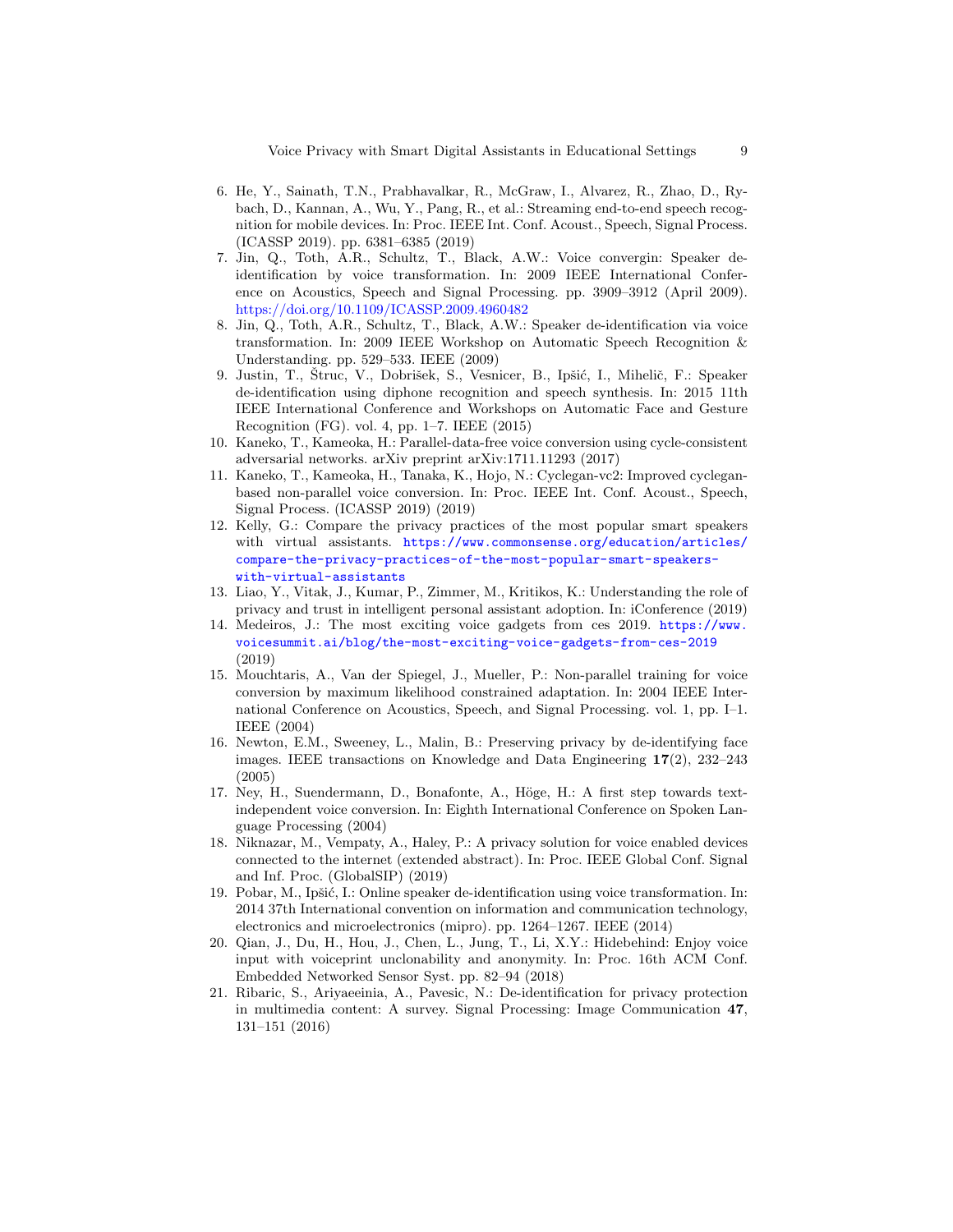6. He, Y., Sainath, T.N., Prabhavalkar, R., McGraw, I., Alvarez, R., Zhao, D., Rybach, D., Kannan, A., Wu, Y., Pang, R., et al.: Streaming end-to-end speech recognition for mobile devices. In: Proc. IEEE Int. Conf. Acoust., Speech, Signal Process. (ICASSP 2019). pp. 6381–6385 (2019)
7. Jin, Q., Toth, A.R., Schultz, T., Black, A.W.: Voice convergin: Speaker de-identification by voice transformation. In: 2009 IEEE International Conference on Acoustics, Speech and Signal Processing. pp. 3909–3912 (April 2009). https://doi.org/10.1109/ICASSP.2009.4960482
8. Jin, Q., Toth, A.R., Schultz, T., Black, A.W.: Speaker de-identification via voice transformation. In: 2009 IEEE Workshop on Automatic Speech Recognition & Understanding. pp. 529–533. IEEE (2009)
9. Justin, T., Štruc, V., Dobrišek, S., Vesnicer, B., Ipšić, I., Mihelič, F.: Speaker de-identification using diphone recognition and speech synthesis. In: 2015 11th IEEE International Conference and Workshops on Automatic Face and Gesture Recognition (FG). vol. 4, pp. 1–7. IEEE (2015)
10. Kaneko, T., Kameoka, H.: Parallel-data-free voice conversion using cycle-consistent adversarial networks. arXiv preprint arXiv:1711.11293 (2017)
11. Kaneko, T., Kameoka, H., Tanaka, K., Hojo, N.: Cyclegan-vc2: Improved cyclegan-based non-parallel voice conversion. In: Proc. IEEE Int. Conf. Acoust., Speech, Signal Process. (ICASSP 2019) (2019)
12. Kelly, G.: Compare the privacy practices of the most popular smart speakers with virtual assistants. https://www.commonsense.org/education/articles/compare-the-privacy-practices-of-the-most-popular-smart-speakers-with-virtual-assistants
13. Liao, Y., Vitak, J., Kumar, P., Zimmer, M., Kritikos, K.: Understanding the role of privacy and trust in intelligent personal assistant adoption. In: iConference (2019)
14. Medeiros, J.: The most exciting voice gadgets from ces 2019. https://www.voicesummit.ai/blog/the-most-exciting-voice-gadgets-from-ces-2019 (2019)
15. Mouchtaris, A., Van der Spiegel, J., Mueller, P.: Non-parallel training for voice conversion by maximum likelihood constrained adaptation. In: 2004 IEEE International Conference on Acoustics, Speech, and Signal Processing. vol. 1, pp. I–1. IEEE (2004)
16. Newton, E.M., Sweeney, L., Malin, B.: Preserving privacy by de-identifying face images. IEEE transactions on Knowledge and Data Engineering **17**(2), 232–243 (2005)
17. Ney, H., Suendermann, D., Bonafonte, A., Höge, H.: A first step towards text-independent voice conversion. In: Eighth International Conference on Spoken Language Processing (2004)
18. Niknazar, M., Vempaty, A., Haley, P.: A privacy solution for voice enabled devices connected to the internet (extended abstract). In: Proc. IEEE Global Conf. Signal and Inf. Proc. (GlobalSIP) (2019)
19. Pobar, M., Ipšić, I.: Online speaker de-identification using voice transformation. In: 2014 37th International convention on information and communication technology, electronics and microelectronics (mipro). pp. 1264–1267. IEEE (2014)
20. Qian, J., Du, H., Hou, J., Chen, L., Jung, T., Li, X.Y.: Hidebehind: Enjoy voice input with voiceprint unclonability and anonymity. In: Proc. 16th ACM Conf. Embedded Networked Sensor Syst. pp. 82–94 (2018)
21. Ribaric, S., Ariyaeeinia, A., Pavesic, N.: De-identification for privacy protection in multimedia content: A survey. Signal Processing: Image Communication **47**, 131–151 (2016)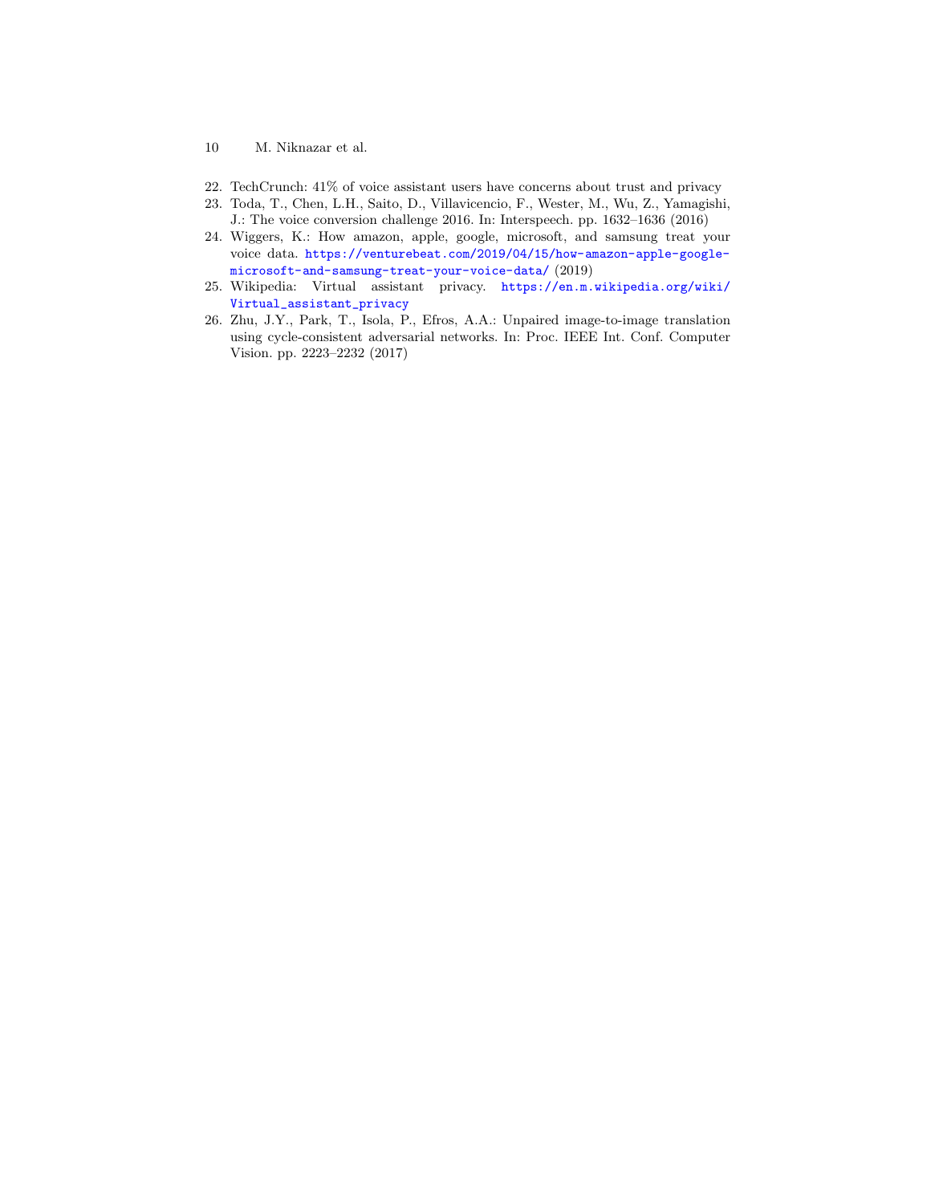22. TechCrunch: 41% of voice assistant users have concerns about trust and privacy
23. Toda, T., Chen, L.H., Saito, D., Villavicencio, F., Wester, M., Wu, Z., Yamagishi, J.: The voice conversion challenge 2016. In: Interspeech. pp. 1632–1636 (2016)
24. Wiggers, K.: How amazon, apple, google, microsoft, and samsung treat your voice data. https://venturebeat.com/2019/04/15/how-amazon-apple-google-microsoft-and-samsung-treat-your-voice-data/ (2019)
25. Wikipedia: Virtual assistant privacy. https://en.m.wikipedia.org/wiki/Virtual_assistant_privacy
26. Zhu, J.Y., Park, T., Isola, P., Efros, A.A.: Unpaired image-to-image translation using cycle-consistent adversarial networks. In: Proc. IEEE Int. Conf. Computer Vision. pp. 2223–2232 (2017)